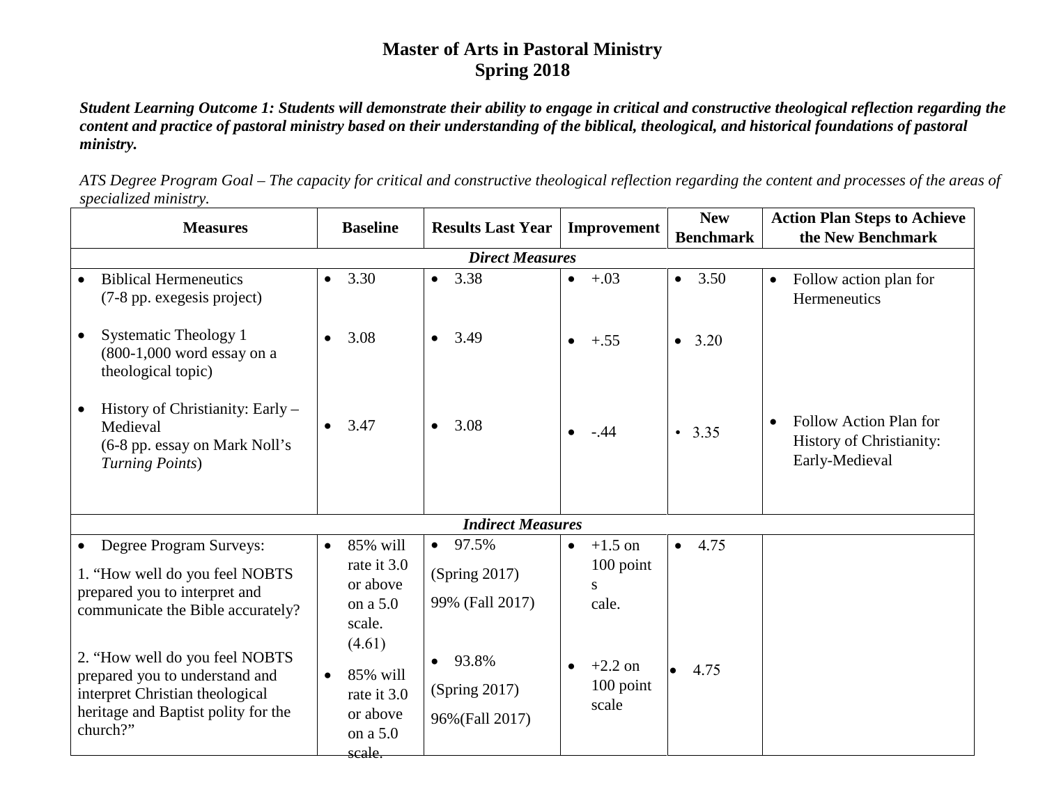# Master of Arts in Pastoral Ministry
## Spring 2018

***Student Learning Outcome 1: Students will demonstrate their ability to engage in critical and constructive theological reflection regarding the content and practice of pastoral ministry based on their understanding of the biblical, theological, and historical foundations of pastoral ministry.***

*ATS Degree Program Goal – The capacity for critical and constructive theological reflection regarding the content and processes of the areas of specialized ministry.*

| Measures | Baseline | Results Last Year | Improvement | New Benchmark | Action Plan Steps to Achieve the New Benchmark |
|---|---|---|---|---|---|
| ***Direct Measures*** | | | | | |
| • Biblical Hermeneutics (7-8 pp. exegesis project) | • 3.30 | • 3.38 | • +.03 | • 3.50 | • Follow action plan for Hermeneutics |
| • Systematic Theology 1 (800-1,000 word essay on a theological topic) | • 3.08 | • 3.49 | • +.55 | • 3.20 | |
| • History of Christianity: Early – Medieval (6-8 pp. essay on Mark Noll's *Turning Points*) | • 3.47 | • 3.08 | • -.44 | • 3.35 | • Follow Action Plan for History of Christianity: Early-Medieval |
| ***Indirect Measures*** | | | | | |
| • Degree Program Surveys: 1. "How well do you feel NOBTS prepared you to interpret and communicate the Bible accurately? | • 85% will rate it 3.0 or above on a 5.0 scale. (4.61) | • 97.5% (Spring 2017) 99% (Fall 2017) | • +1.5 on 100 point scale. | • 4.75 | |
| 2. "How well do you feel NOBTS prepared you to understand and interpret Christian theological heritage and Baptist polity for the church?" | • 85% will rate it 3.0 or above on a 5.0 scale. | • 93.8% (Spring 2017) 96%(Fall 2017) | • +2.2 on 100 point scale | • 4.75 | |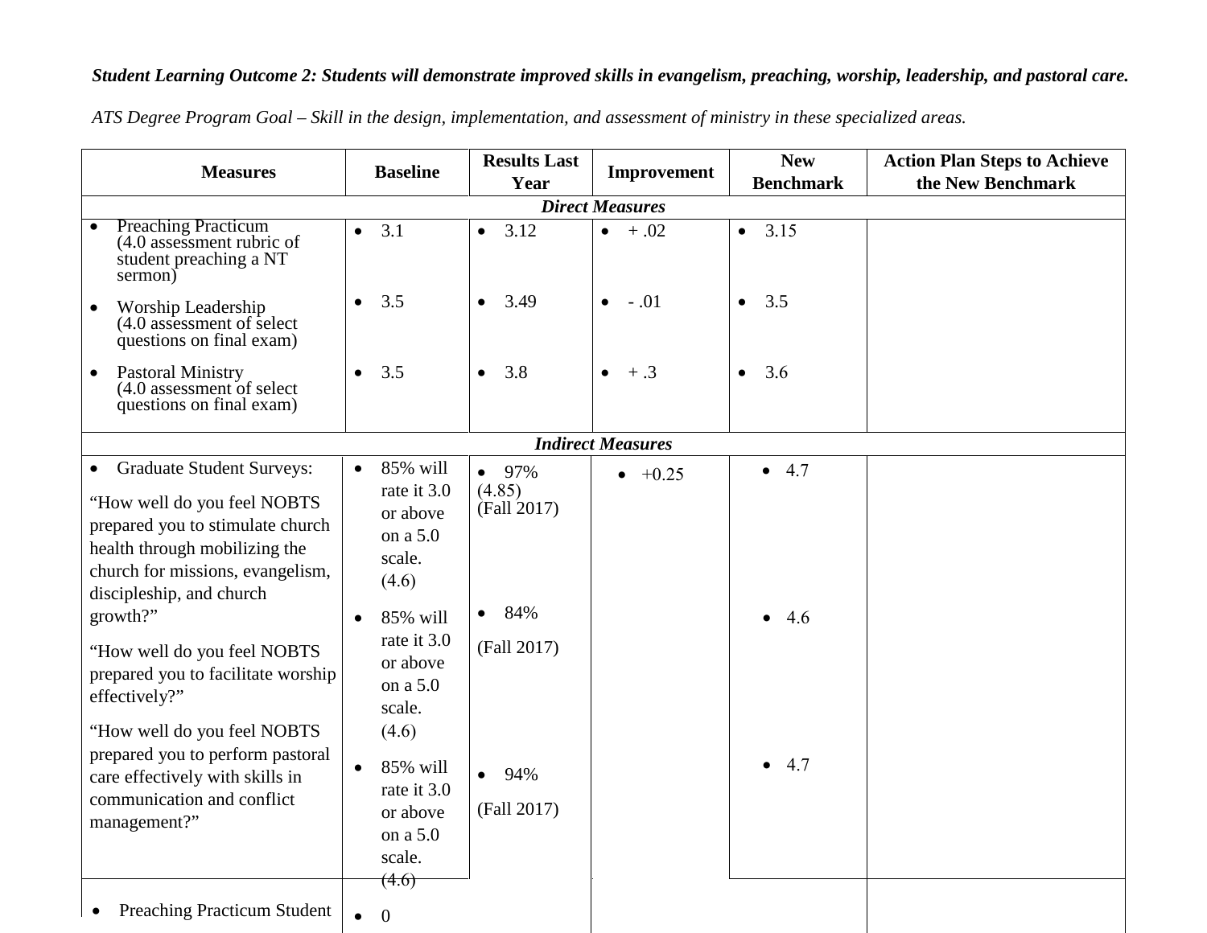*Student Learning Outcome 2: Students will demonstrate improved skills in evangelism, preaching, worship, leadership, and pastoral care.*

*ATS Degree Program Goal – Skill in the design, implementation, and assessment of ministry in these specialized areas.*

| Measures | Baseline | Results Last Year | Improvement | New Benchmark | Action Plan Steps to Achieve the New Benchmark |
|---|---|---|---|---|---|
| ***Direct Measures*** | | | | | |
| • Preaching Practicum (4.0 assessment rubric of student preaching a NT sermon)<br>• Worship Leadership (4.0 assessment of select questions on final exam)<br>• Pastoral Ministry (4.0 assessment of select questions on final exam) | • 3.1<br>• 3.5<br>• 3.5 | • 3.12<br>• 3.49<br>• 3.8 | • + .02<br>• - .01<br>• + .3 | • 3.15<br>• 3.5<br>• 3.6 | |
| ***Indirect Measures*** | | | | | |
| • Graduate Student Surveys:<br>"How well do you feel NOBTS prepared you to stimulate church health through mobilizing the church for missions, evangelism, discipleship, and church growth?"<br>"How well do you feel NOBTS prepared you to facilitate worship effectively?"<br>"How well do you feel NOBTS prepared you to perform pastoral care effectively with skills in communication and conflict management?" | • 85% will rate it 3.0 or above on a 5.0 scale. (4.6)<br>• 85% will rate it 3.0 or above on a 5.0 scale. (4.6)<br>• 85% will rate it 3.0 or above on a 5.0 scale. (4.6) | • 97% (4.85) (Fall 2017)<br>• 84% (Fall 2017)<br>• 94% (Fall 2017) | • +0.25 | • 4.7<br>• 4.6<br>• 4.7 | |
| • Preaching Practicum Student | • 0 | | | | |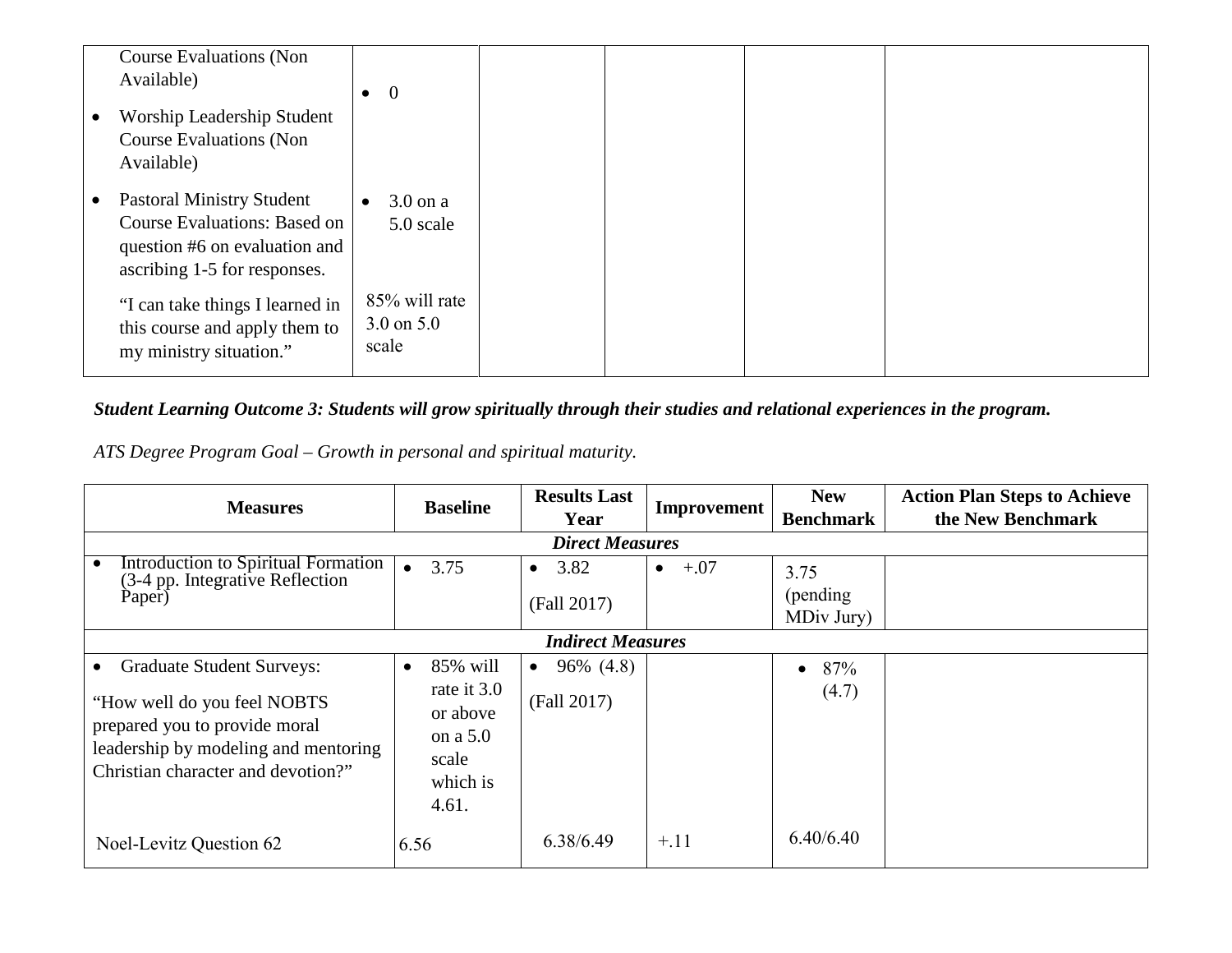| | | | | | |
|---|---|---|---|---|---|
| Course Evaluations (Non Available)<br>• Worship Leadership Student Course Evaluations (Non Available) | • 0 | | | | |
| • Pastoral Ministry Student Course Evaluations: Based on question #6 on evaluation and ascribing 1-5 for responses.<br>"I can take things I learned in this course and apply them to my ministry situation." | • 3.0 on a 5.0 scale<br>85% will rate 3.0 on 5.0 scale | | | | |

***Student Learning Outcome 3: Students will grow spiritually through their studies and relational experiences in the program.***

*ATS Degree Program Goal – Growth in personal and spiritual maturity.*

| Measures | Baseline | Results Last Year | Improvement | New Benchmark | Action Plan Steps to Achieve the New Benchmark |
|---|---|---|---|---|---|
| ***Direct Measures*** | | | | | |
| • Introduction to Spiritual Formation (3-4 pp. Integrative Reflection Paper) | • 3.75 | • 3.82<br>(Fall 2017) | • +.07 | 3.75 (pending MDiv Jury) | |
| ***Indirect Measures*** | | | | | |
| • Graduate Student Surveys:<br>"How well do you feel NOBTS prepared you to provide moral leadership by modeling and mentoring Christian character and devotion?" | • 85% will rate it 3.0 or above on a 5.0 scale which is 4.61. | • 96% (4.8)<br>(Fall 2017) | | • 87% (4.7) | |
| Noel-Levitz Question 62 | 6.56 | 6.38/6.49 | +.11 | 6.40/6.40 | |